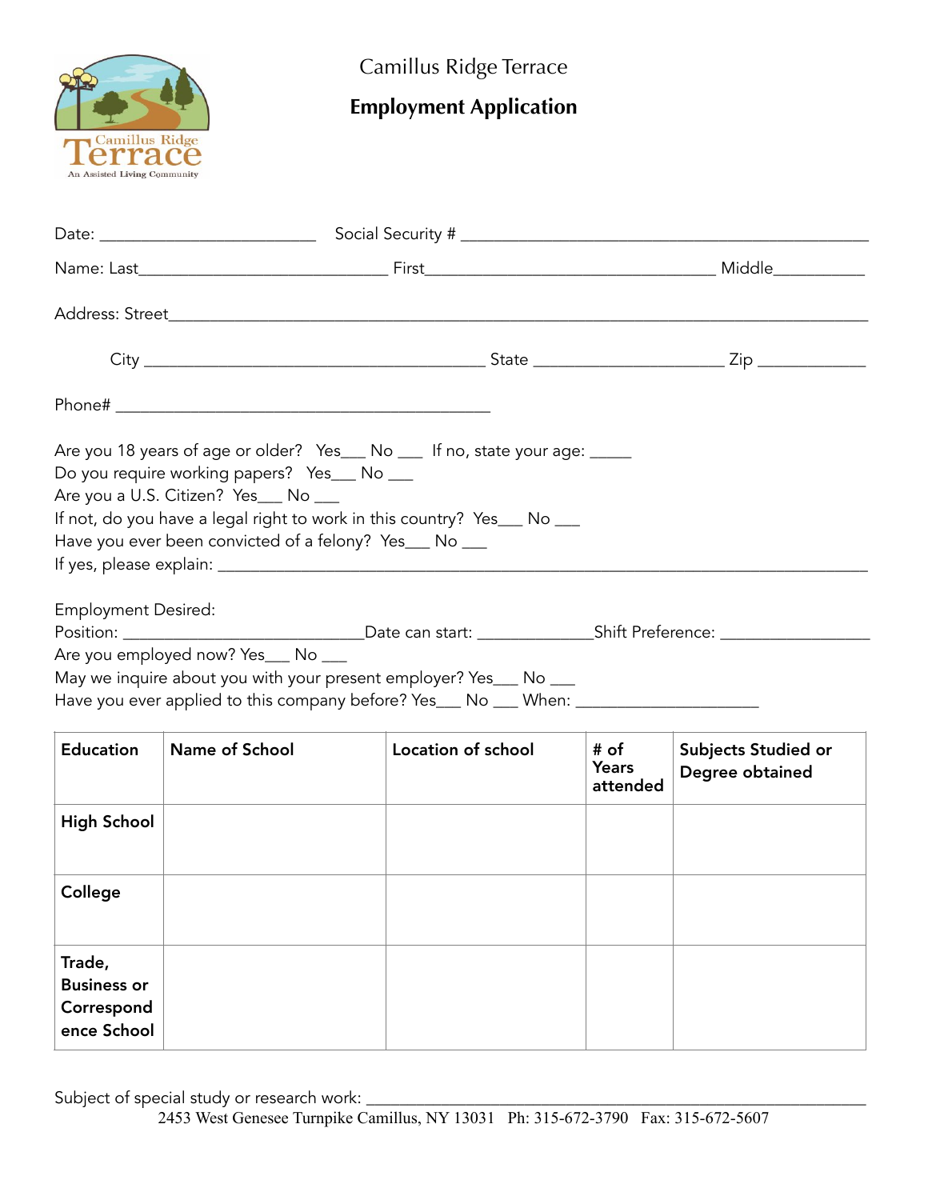Camillus Ridge Terrace

An Assisted Living Community

Camillus Ridge Terrace

# Employment Application

Date: ________________________ Social Security # ______________________________________________

Name: Last____________________________ First________________________________ Middle__________

Address: Street______________________________________________________________________________

City ______________________________________ State _____________________ Zip ___________

Phone# __________________________________________

Are you 18 years of age or older? Yes___ No ___ If no, state your age: _____
Do you require working papers? Yes___ No ___
Are you a U.S. Citizen? Yes___ No ___
If not, do you have a legal right to work in this country? Yes___ No ___
Have you ever been convicted of a felony? Yes___ No ___
If yes, please explain: _______________________________________________________________________

Employment Desired:
Position: ___________________________Date can start: _____________Shift Preference: _________________
Are you employed now? Yes___ No ___
May we inquire about you with your present employer? Yes___ No ___
Have you ever applied to this company before? Yes___ No ___ When: ____________________

| Education | Name of School | Location of school | # of Years attended | Subjects Studied or Degree obtained |
|---|---|---|---|---|
| High School | | | | |
| College | | | | |
| Trade, Business or Correspondence School | | | | |

Subject of special study or research work: ___________________________________________________________

2453 West Genesee Turnpike Camillus, NY 13031 Ph: 315-672-3790 Fax: 315-672-5607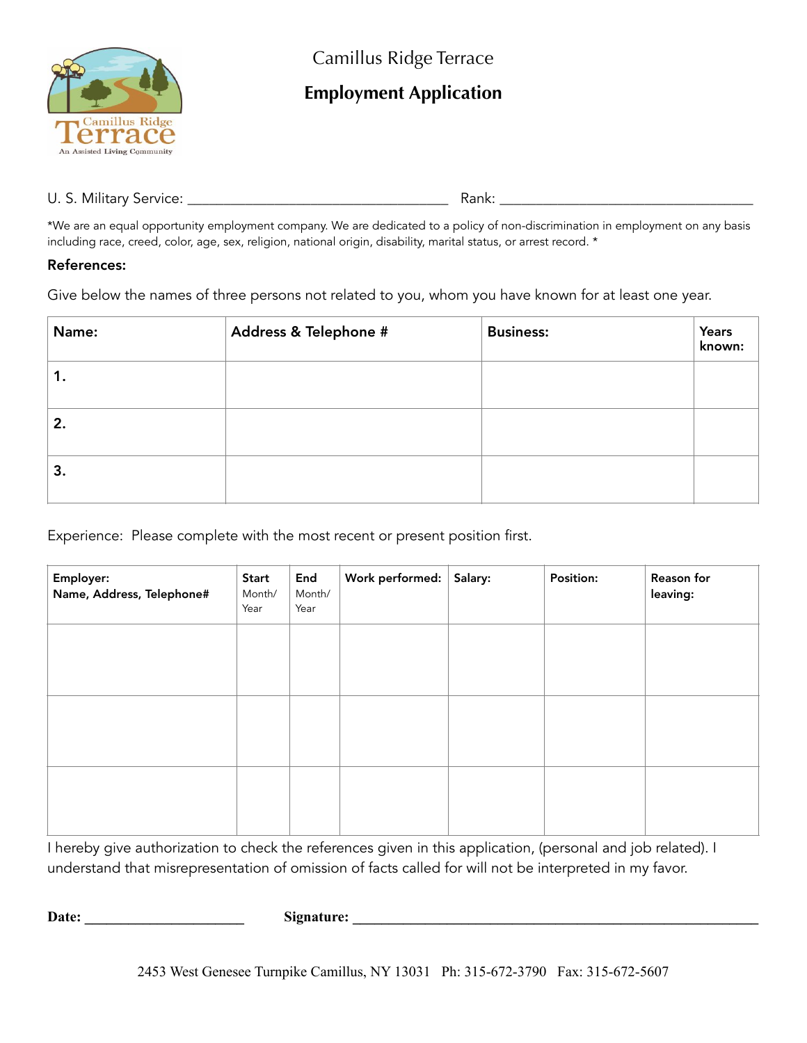Camillus Ridge Terrace

# Employment Application

U. S. Military Service: ___________________________________ Rank: ___________________________________

*We are an equal opportunity employment company. We are dedicated to a policy of non-discrimination in employment on any basis including race, creed, color, age, sex, religion, national origin, disability, marital status, or arrest record. *

**References:**

Give below the names of three persons not related to you, whom you have known for at least one year.

| Name: | Address & Telephone # | Business: | Years known: |
|---|---|---|---|
| 1. | | | |
| 2. | | | |
| 3. | | | |

Experience: Please complete with the most recent or present position first.

| Employer: Name, Address, Telephone# | Start Month/ Year | End Month/ Year | Work performed: | Salary: | Position: | Reason for leaving: |
|---|---|---|---|---|---|---|
| | | | | | | |
| | | | | | | |
| | | | | | | |

I hereby give authorization to check the references given in this application, (personal and job related). I understand that misrepresentation of omission of facts called for will not be interpreted in my favor.

**Date:** ______________________ **Signature:** __________________________________________________________

2453 West Genesee Turnpike Camillus, NY 13031 Ph: 315-672-3790 Fax: 315-672-5607